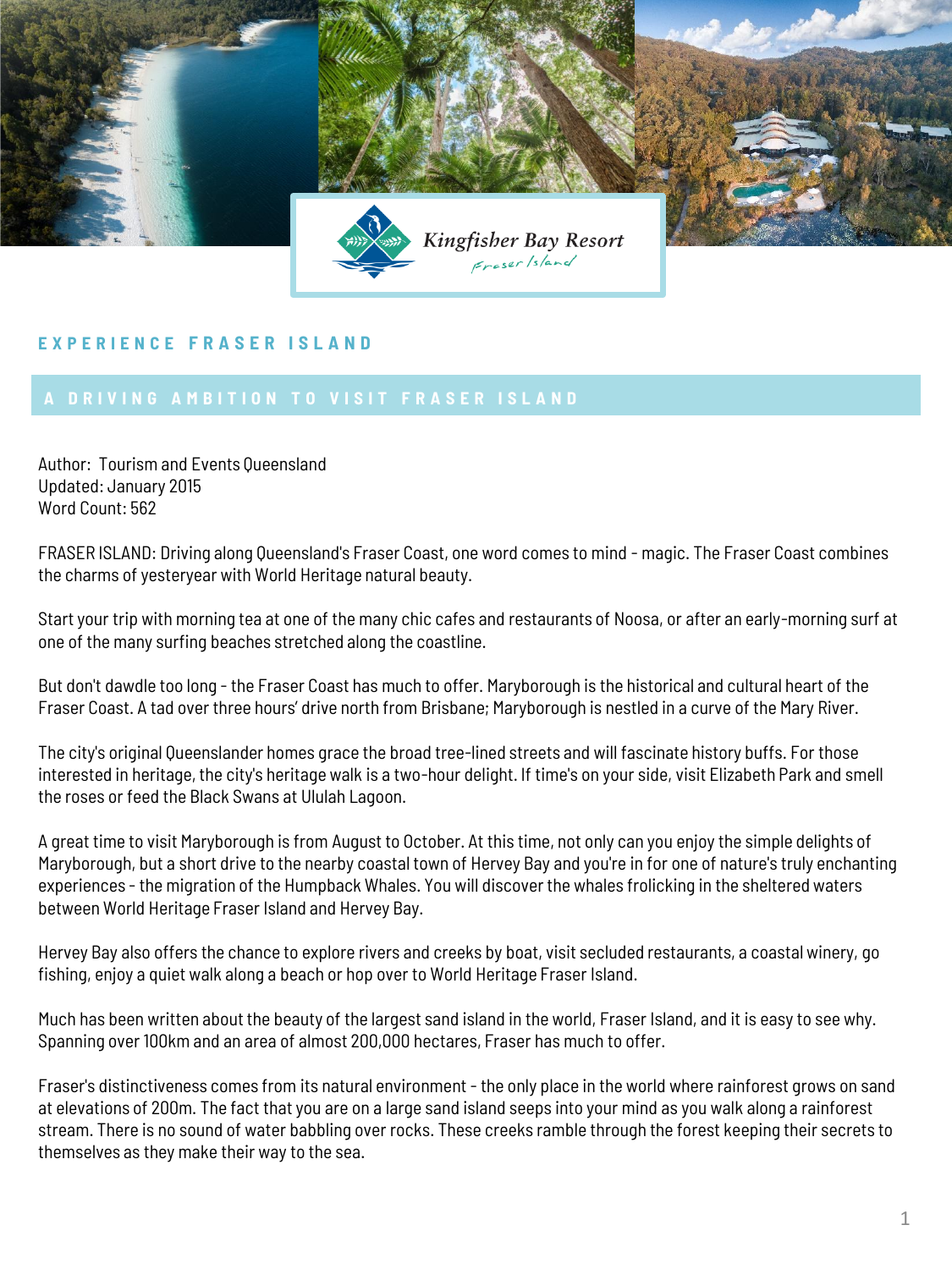Kingfisher Bay Resort
Fraser Island

# EXPERIENCE FRASER ISLAND

## A DRIVING AMBITION TO VISIT FRASER ISLAND

Author: Tourism and Events Queensland
Updated: January 2015
Word Count: 562

FRASER ISLAND: Driving along Queensland's Fraser Coast, one word comes to mind - magic. The Fraser Coast combines the charms of yesteryear with World Heritage natural beauty.

Start your trip with morning tea at one of the many chic cafes and restaurants of Noosa, or after an early-morning surf at one of the many surfing beaches stretched along the coastline.

But don't dawdle too long - the Fraser Coast has much to offer. Maryborough is the historical and cultural heart of the Fraser Coast. A tad over three hours' drive north from Brisbane; Maryborough is nestled in a curve of the Mary River.

The city's original Queenslander homes grace the broad tree-lined streets and will fascinate history buffs. For those interested in heritage, the city's heritage walk is a two-hour delight. If time's on your side, visit Elizabeth Park and smell the roses or feed the Black Swans at Ululah Lagoon.

A great time to visit Maryborough is from August to October. At this time, not only can you enjoy the simple delights of Maryborough, but a short drive to the nearby coastal town of Hervey Bay and you're in for one of nature's truly enchanting experiences - the migration of the Humpback Whales. You will discover the whales frolicking in the sheltered waters between World Heritage Fraser Island and Hervey Bay.

Hervey Bay also offers the chance to explore rivers and creeks by boat, visit secluded restaurants, a coastal winery, go fishing, enjoy a quiet walk along a beach or hop over to World Heritage Fraser Island.

Much has been written about the beauty of the largest sand island in the world, Fraser Island, and it is easy to see why. Spanning over 100km and an area of almost 200,000 hectares, Fraser has much to offer.

Fraser's distinctiveness comes from its natural environment - the only place in the world where rainforest grows on sand at elevations of 200m. The fact that you are on a large sand island seeps into your mind as you walk along a rainforest stream. There is no sound of water babbling over rocks. These creeks ramble through the forest keeping their secrets to themselves as they make their way to the sea.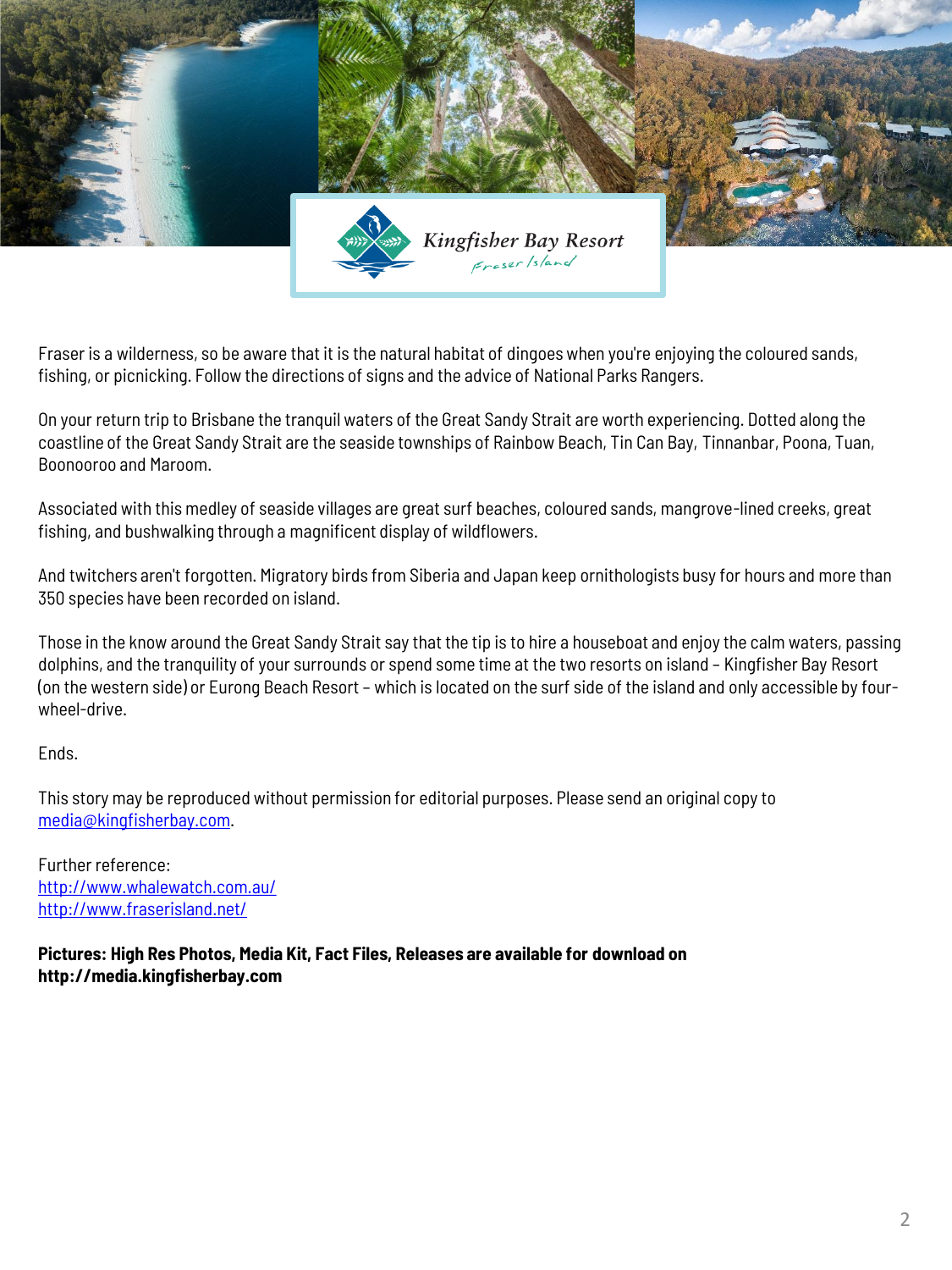Fraser is a wilderness, so be aware that it is the natural habitat of dingoes when you're enjoying the coloured sands, fishing, or picnicking. Follow the directions of signs and the advice of National Parks Rangers.

On your return trip to Brisbane the tranquil waters of the Great Sandy Strait are worth experiencing. Dotted along the coastline of the Great Sandy Strait are the seaside townships of Rainbow Beach, Tin Can Bay, Tinnanbar, Poona, Tuan, Boonooroo and Maroom.

Associated with this medley of seaside villages are great surf beaches, coloured sands, mangrove-lined creeks, great fishing, and bushwalking through a magnificent display of wildflowers.

And twitchers aren't forgotten. Migratory birds from Siberia and Japan keep ornithologists busy for hours and more than 350 species have been recorded on island.

Those in the know around the Great Sandy Strait say that the tip is to hire a houseboat and enjoy the calm waters, passing dolphins, and the tranquility of your surrounds or spend some time at the two resorts on island – Kingfisher Bay Resort (on the western side) or Eurong Beach Resort – which is located on the surf side of the island and only accessible by four-wheel-drive.

Ends.

This story may be reproduced without permission for editorial purposes. Please send an original copy to media@kingfisherbay.com.

Further reference:
http://www.whalewatch.com.au/
http://www.fraserisland.net/

**Pictures: High Res Photos, Media Kit, Fact Files, Releases are available for download on http://media.kingfisherbay.com**